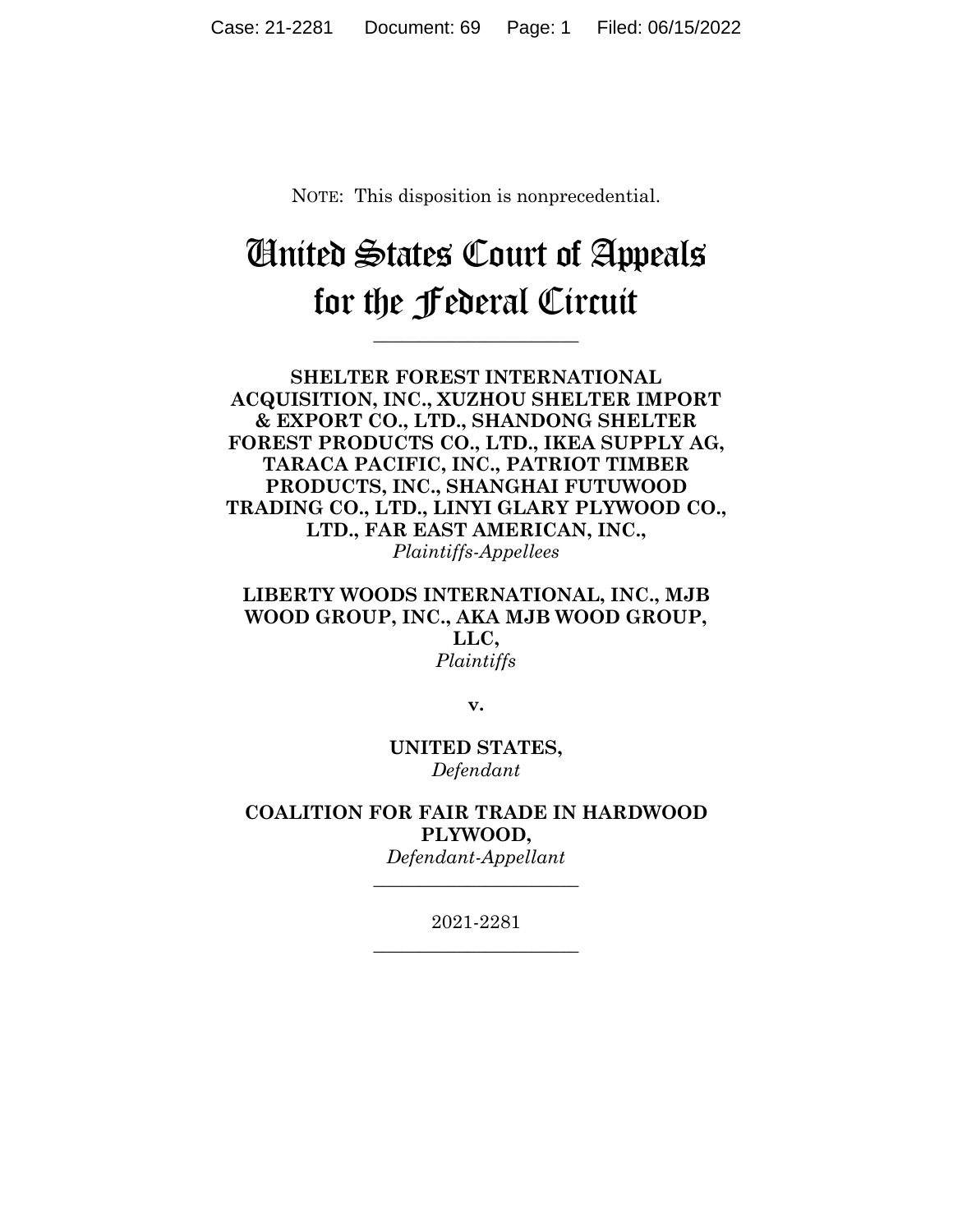NOTE: This disposition is nonprecedential.

# United States Court of Appeals for the Federal Circuit

______________________

**SHELTER FOREST INTERNATIONAL ACQUISITION, INC., XUZHOU SHELTER IMPORT & EXPORT CO., LTD., SHANDONG SHELTER FOREST PRODUCTS CO., LTD., IKEA SUPPLY AG, TARACA PACIFIC, INC., PATRIOT TIMBER PRODUCTS, INC., SHANGHAI FUTUWOOD TRADING CO., LTD., LINYI GLARY PLYWOOD CO., LTD., FAR EAST AMERICAN, INC.,**
*Plaintiffs-Appellees*

**LIBERTY WOODS INTERNATIONAL, INC., MJB WOOD GROUP, INC., AKA MJB WOOD GROUP, LLC,**
*Plaintiffs*

**v.**

**UNITED STATES,**
*Defendant*

**COALITION FOR FAIR TRADE IN HARDWOOD PLYWOOD,**
*Defendant-Appellant*

______________________

2021-2281

______________________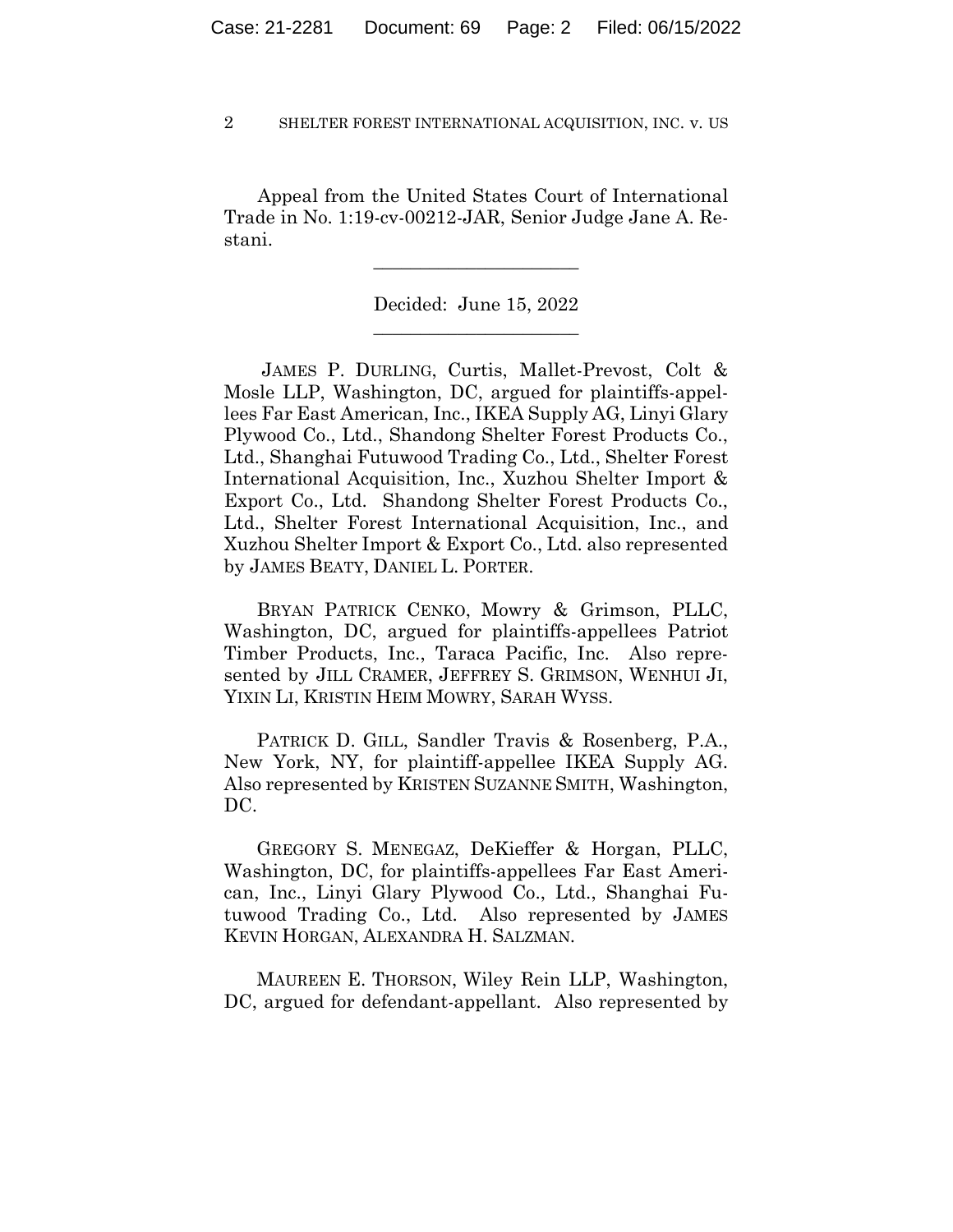Appeal from the United States Court of International Trade in No. 1:19-cv-00212-JAR, Senior Judge Jane A. Restani.

---

Decided: June 15, 2022

---

JAMES P. DURLING, Curtis, Mallet-Prevost, Colt & Mosle LLP, Washington, DC, argued for plaintiffs-appellees Far East American, Inc., IKEA Supply AG, Linyi Glary Plywood Co., Ltd., Shandong Shelter Forest Products Co., Ltd., Shanghai Futuwood Trading Co., Ltd., Shelter Forest International Acquisition, Inc., Xuzhou Shelter Import & Export Co., Ltd. Shandong Shelter Forest Products Co., Ltd., Shelter Forest International Acquisition, Inc., and Xuzhou Shelter Import & Export Co., Ltd. also represented by JAMES BEATY, DANIEL L. PORTER.

BRYAN PATRICK CENKO, Mowry & Grimson, PLLC, Washington, DC, argued for plaintiffs-appellees Patriot Timber Products, Inc., Taraca Pacific, Inc. Also represented by JILL CRAMER, JEFFREY S. GRIMSON, WENHUI JI, YIXIN LI, KRISTIN HEIM MOWRY, SARAH WYSS.

PATRICK D. GILL, Sandler Travis & Rosenberg, P.A., New York, NY, for plaintiff-appellee IKEA Supply AG. Also represented by KRISTEN SUZANNE SMITH, Washington, DC.

GREGORY S. MENEGAZ, DeKieffer & Horgan, PLLC, Washington, DC, for plaintiffs-appellees Far East American, Inc., Linyi Glary Plywood Co., Ltd., Shanghai Futuwood Trading Co., Ltd. Also represented by JAMES KEVIN HORGAN, ALEXANDRA H. SALZMAN.

MAUREEN E. THORSON, Wiley Rein LLP, Washington, DC, argued for defendant-appellant. Also represented by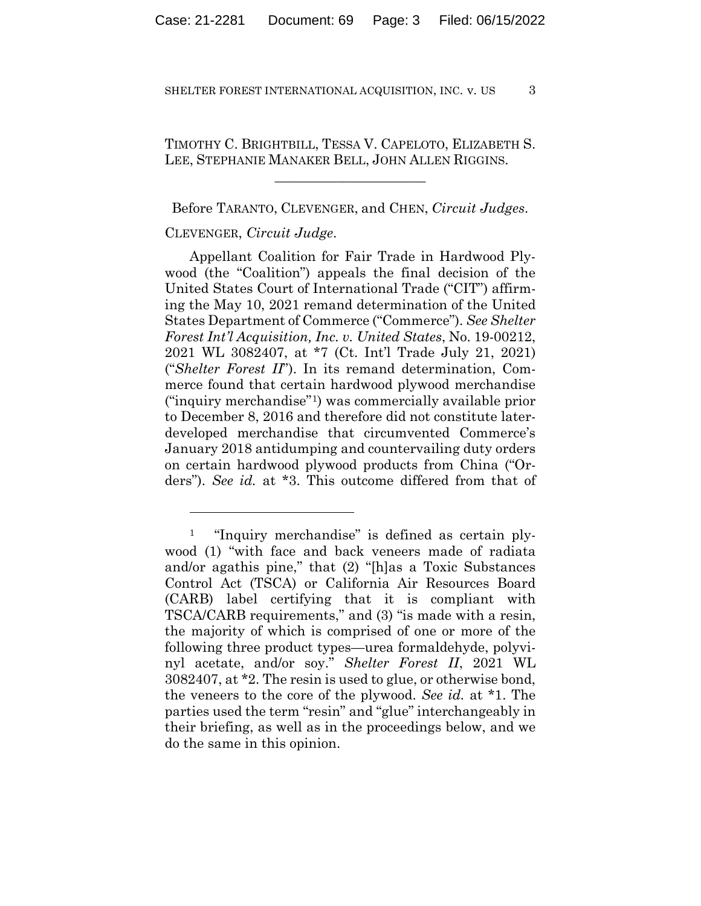TIMOTHY C. BRIGHTBILL, TESSA V. CAPELOTO, ELIZABETH S. LEE, STEPHANIE MANAKER BELL, JOHN ALLEN RIGGINS.

---

Before TARANTO, CLEVENGER, and CHEN, *Circuit Judges*.

CLEVENGER, *Circuit Judge*.

Appellant Coalition for Fair Trade in Hardwood Plywood (the "Coalition") appeals the final decision of the United States Court of International Trade ("CIT") affirming the May 10, 2021 remand determination of the United States Department of Commerce ("Commerce"). *See Shelter Forest Int'l Acquisition, Inc. v. United States*, No. 19-00212, 2021 WL 3082407, at *7 (Ct. Int'l Trade July 21, 2021) ("*Shelter Forest II*"). In its remand determination, Commerce found that certain hardwood plywood merchandise ("inquiry merchandise"[1]) was commercially available prior to December 8, 2016 and therefore did not constitute later-developed merchandise that circumvented Commerce's January 2018 antidumping and countervailing duty orders on certain hardwood plywood products from China ("Orders"). *See id.* at *3. This outcome differed from that of

---

[1] "Inquiry merchandise" is defined as certain plywood (1) "with face and back veneers made of radiata and/or agathis pine," that (2) "[h]as a Toxic Substances Control Act (TSCA) or California Air Resources Board (CARB) label certifying that it is compliant with TSCA/CARB requirements," and (3) "is made with a resin, the majority of which is comprised of one or more of the following three product types—urea formaldehyde, polyvinyl acetate, and/or soy." *Shelter Forest II*, 2021 WL 3082407, at *2. The resin is used to glue, or otherwise bond, the veneers to the core of the plywood. *See id.* at *1. The parties used the term "resin" and "glue" interchangeably in their briefing, as well as in the proceedings below, and we do the same in this opinion.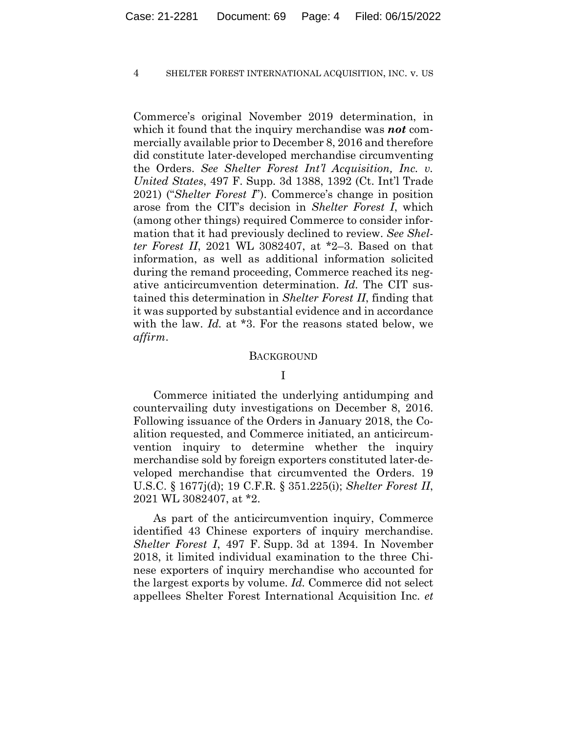Commerce's original November 2019 determination, in which it found that the inquiry merchandise was ***not*** commercially available prior to December 8, 2016 and therefore did constitute later-developed merchandise circumventing the Orders. *See Shelter Forest Int'l Acquisition, Inc. v. United States*, 497 F. Supp. 3d 1388, 1392 (Ct. Int'l Trade 2021) ("*Shelter Forest I*"). Commerce's change in position arose from the CIT's decision in *Shelter Forest I*, which (among other things) required Commerce to consider information that it had previously declined to review. *See Shelter Forest II*, 2021 WL 3082407, at *2–3. Based on that information, as well as additional information solicited during the remand proceeding, Commerce reached its negative anticircumvention determination. *Id.* The CIT sustained this determination in *Shelter Forest II*, finding that it was supported by substantial evidence and in accordance with the law. *Id.* at *3. For the reasons stated below, we *affirm*.

## BACKGROUND

### I

Commerce initiated the underlying antidumping and countervailing duty investigations on December 8, 2016. Following issuance of the Orders in January 2018, the Coalition requested, and Commerce initiated, an anticircumvention inquiry to determine whether the inquiry merchandise sold by foreign exporters constituted later-developed merchandise that circumvented the Orders. 19 U.S.C. § 1677j(d); 19 C.F.R. § 351.225(i); *Shelter Forest II*, 2021 WL 3082407, at *2.

As part of the anticircumvention inquiry, Commerce identified 43 Chinese exporters of inquiry merchandise. *Shelter Forest I*, 497 F. Supp. 3d at 1394. In November 2018, it limited individual examination to the three Chinese exporters of inquiry merchandise who accounted for the largest exports by volume. *Id.* Commerce did not select appellees Shelter Forest International Acquisition Inc. *et*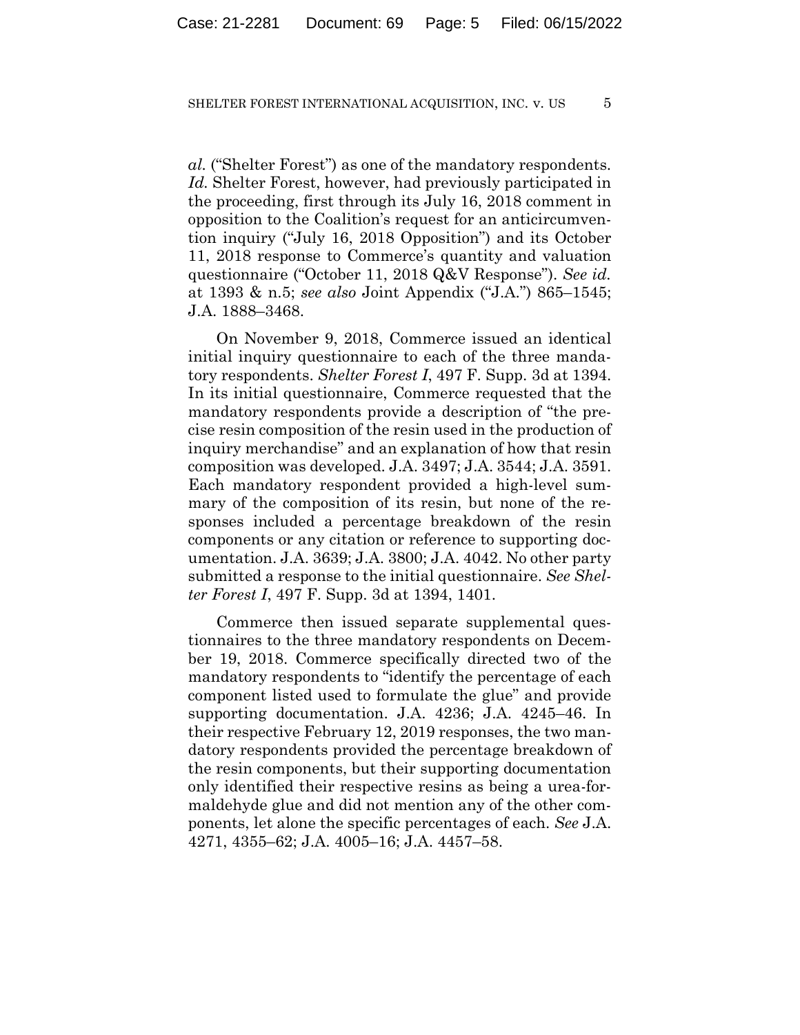*al.* ("Shelter Forest") as one of the mandatory respondents. *Id.* Shelter Forest, however, had previously participated in the proceeding, first through its July 16, 2018 comment in opposition to the Coalition's request for an anticircumvention inquiry ("July 16, 2018 Opposition") and its October 11, 2018 response to Commerce's quantity and valuation questionnaire ("October 11, 2018 Q&V Response"). *See id.* at 1393 & n.5; *see also* Joint Appendix ("J.A.") 865–1545; J.A. 1888–3468.

On November 9, 2018, Commerce issued an identical initial inquiry questionnaire to each of the three mandatory respondents. *Shelter Forest I*, 497 F. Supp. 3d at 1394. In its initial questionnaire, Commerce requested that the mandatory respondents provide a description of "the precise resin composition of the resin used in the production of inquiry merchandise" and an explanation of how that resin composition was developed. J.A. 3497; J.A. 3544; J.A. 3591. Each mandatory respondent provided a high-level summary of the composition of its resin, but none of the responses included a percentage breakdown of the resin components or any citation or reference to supporting documentation. J.A. 3639; J.A. 3800; J.A. 4042. No other party submitted a response to the initial questionnaire. *See Shelter Forest I*, 497 F. Supp. 3d at 1394, 1401.

Commerce then issued separate supplemental questionnaires to the three mandatory respondents on December 19, 2018. Commerce specifically directed two of the mandatory respondents to "identify the percentage of each component listed used to formulate the glue" and provide supporting documentation. J.A. 4236; J.A. 4245–46. In their respective February 12, 2019 responses, the two mandatory respondents provided the percentage breakdown of the resin components, but their supporting documentation only identified their respective resins as being a urea-formaldehyde glue and did not mention any of the other components, let alone the specific percentages of each. *See* J.A. 4271, 4355–62; J.A. 4005–16; J.A. 4457–58.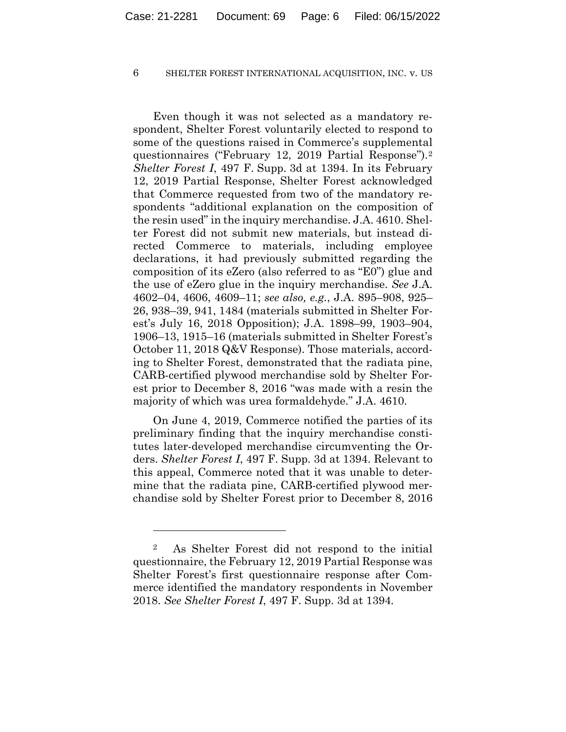Even though it was not selected as a mandatory respondent, Shelter Forest voluntarily elected to respond to some of the questions raised in Commerce's supplemental questionnaires ("February 12, 2019 Partial Response").[2] *Shelter Forest I*, 497 F. Supp. 3d at 1394. In its February 12, 2019 Partial Response, Shelter Forest acknowledged that Commerce requested from two of the mandatory respondents "additional explanation on the composition of the resin used" in the inquiry merchandise. J.A. 4610. Shelter Forest did not submit new materials, but instead directed Commerce to materials, including employee declarations, it had previously submitted regarding the composition of its eZero (also referred to as "E0") glue and the use of eZero glue in the inquiry merchandise. *See* J.A. 4602–04, 4606, 4609–11; *see also, e.g.*, J.A. 895–908, 925–26, 938–39, 941, 1484 (materials submitted in Shelter Forest's July 16, 2018 Opposition); J.A. 1898–99, 1903–904, 1906–13, 1915–16 (materials submitted in Shelter Forest's October 11, 2018 Q&V Response). Those materials, according to Shelter Forest, demonstrated that the radiata pine, CARB-certified plywood merchandise sold by Shelter Forest prior to December 8, 2016 "was made with a resin the majority of which was urea formaldehyde." J.A. 4610.

On June 4, 2019, Commerce notified the parties of its preliminary finding that the inquiry merchandise constitutes later-developed merchandise circumventing the Orders. *Shelter Forest I*, 497 F. Supp. 3d at 1394. Relevant to this appeal, Commerce noted that it was unable to determine that the radiata pine, CARB-certified plywood merchandise sold by Shelter Forest prior to December 8, 2016

[2] As Shelter Forest did not respond to the initial questionnaire, the February 12, 2019 Partial Response was Shelter Forest's first questionnaire response after Commerce identified the mandatory respondents in November 2018. *See Shelter Forest I*, 497 F. Supp. 3d at 1394.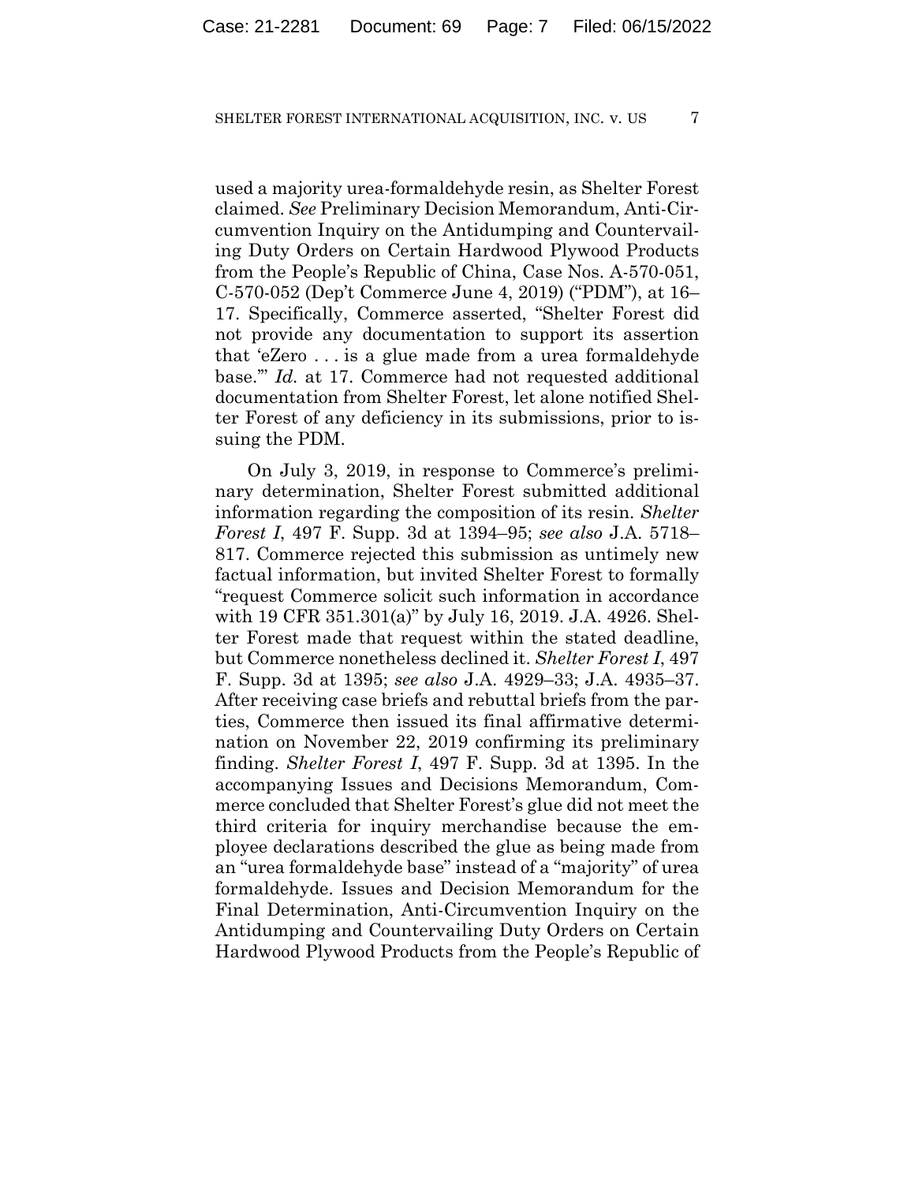used a majority urea-formaldehyde resin, as Shelter Forest claimed. *See* Preliminary Decision Memorandum, Anti-Circumvention Inquiry on the Antidumping and Countervailing Duty Orders on Certain Hardwood Plywood Products from the People's Republic of China, Case Nos. A-570-051, C-570-052 (Dep't Commerce June 4, 2019) ("PDM"), at 16–17. Specifically, Commerce asserted, "Shelter Forest did not provide any documentation to support its assertion that 'eZero . . . is a glue made from a urea formaldehyde base.'" *Id.* at 17. Commerce had not requested additional documentation from Shelter Forest, let alone notified Shelter Forest of any deficiency in its submissions, prior to issuing the PDM.

On July 3, 2019, in response to Commerce's preliminary determination, Shelter Forest submitted additional information regarding the composition of its resin. *Shelter Forest I*, 497 F. Supp. 3d at 1394–95; *see also* J.A. 5718–817. Commerce rejected this submission as untimely new factual information, but invited Shelter Forest to formally "request Commerce solicit such information in accordance with 19 CFR 351.301(a)" by July 16, 2019. J.A. 4926. Shelter Forest made that request within the stated deadline, but Commerce nonetheless declined it. *Shelter Forest I*, 497 F. Supp. 3d at 1395; *see also* J.A. 4929–33; J.A. 4935–37. After receiving case briefs and rebuttal briefs from the parties, Commerce then issued its final affirmative determination on November 22, 2019 confirming its preliminary finding. *Shelter Forest I*, 497 F. Supp. 3d at 1395. In the accompanying Issues and Decisions Memorandum, Commerce concluded that Shelter Forest's glue did not meet the third criteria for inquiry merchandise because the employee declarations described the glue as being made from an "urea formaldehyde base" instead of a "majority" of urea formaldehyde. Issues and Decision Memorandum for the Final Determination, Anti-Circumvention Inquiry on the Antidumping and Countervailing Duty Orders on Certain Hardwood Plywood Products from the People's Republic of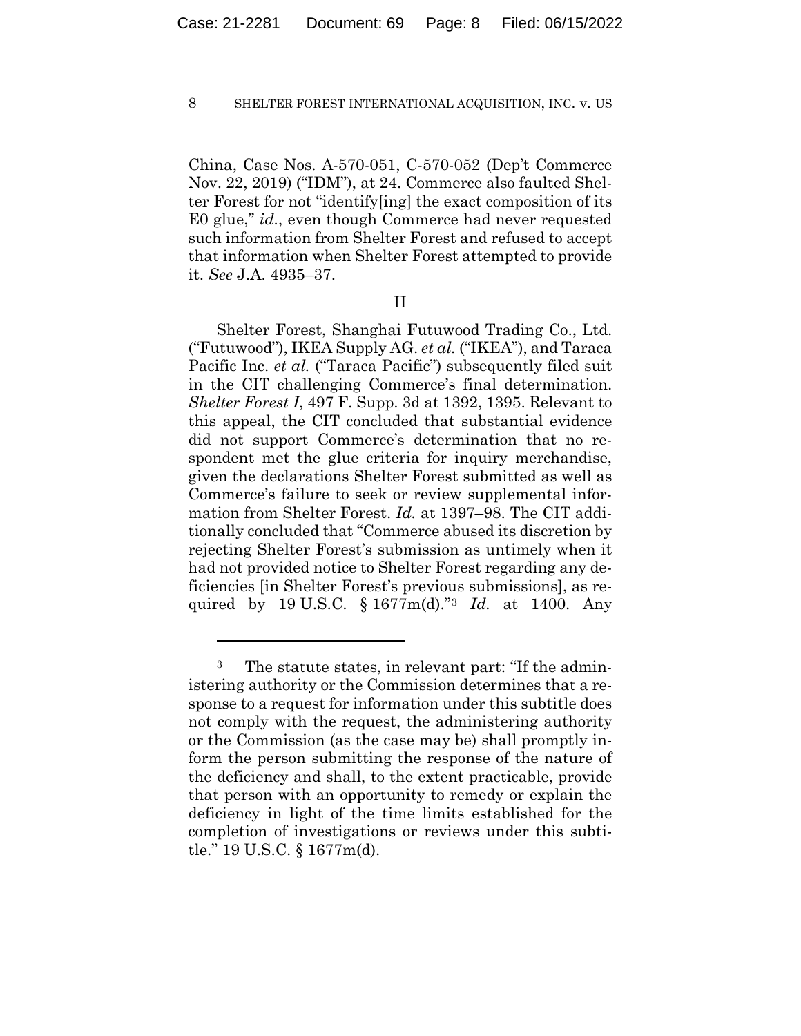China, Case Nos. A-570-051, C-570-052 (Dep't Commerce Nov. 22, 2019) ("IDM"), at 24. Commerce also faulted Shelter Forest for not "identify[ing] the exact composition of its E0 glue," *id.*, even though Commerce had never requested such information from Shelter Forest and refused to accept that information when Shelter Forest attempted to provide it. *See* J.A. 4935–37.

II

Shelter Forest, Shanghai Futuwood Trading Co., Ltd. ("Futuwood"), IKEA Supply AG. *et al.* ("IKEA"), and Taraca Pacific Inc. *et al.* ("Taraca Pacific") subsequently filed suit in the CIT challenging Commerce's final determination. *Shelter Forest I*, 497 F. Supp. 3d at 1392, 1395. Relevant to this appeal, the CIT concluded that substantial evidence did not support Commerce's determination that no respondent met the glue criteria for inquiry merchandise, given the declarations Shelter Forest submitted as well as Commerce's failure to seek or review supplemental information from Shelter Forest. *Id.* at 1397–98. The CIT additionally concluded that "Commerce abused its discretion by rejecting Shelter Forest's submission as untimely when it had not provided notice to Shelter Forest regarding any deficiencies [in Shelter Forest's previous submissions], as required by 19 U.S.C. § 1677m(d)."[3] *Id.* at 1400. Any

---

[3] The statute states, in relevant part: "If the administering authority or the Commission determines that a response to a request for information under this subtitle does not comply with the request, the administering authority or the Commission (as the case may be) shall promptly inform the person submitting the response of the nature of the deficiency and shall, to the extent practicable, provide that person with an opportunity to remedy or explain the deficiency in light of the time limits established for the completion of investigations or reviews under this subtitle." 19 U.S.C. § 1677m(d).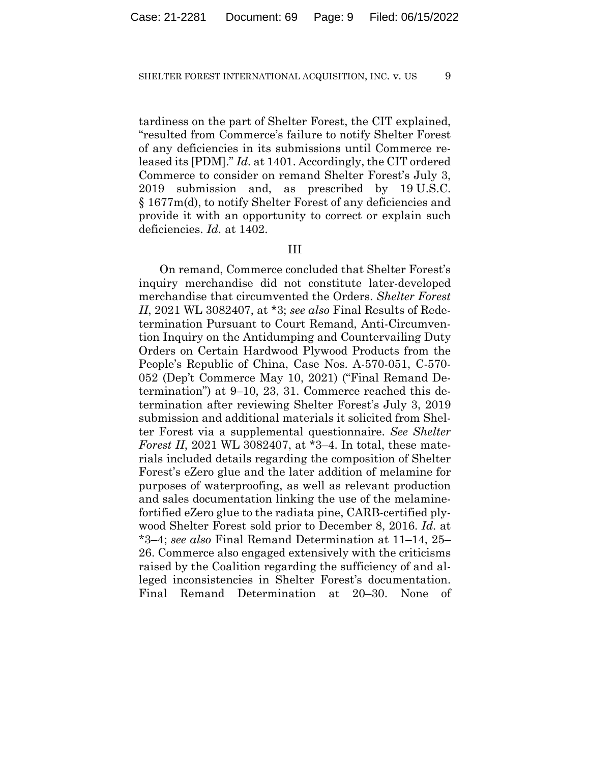tardiness on the part of Shelter Forest, the CIT explained, "resulted from Commerce's failure to notify Shelter Forest of any deficiencies in its submissions until Commerce released its [PDM]." *Id.* at 1401. Accordingly, the CIT ordered Commerce to consider on remand Shelter Forest's July 3, 2019 submission and, as prescribed by 19 U.S.C. § 1677m(d), to notify Shelter Forest of any deficiencies and provide it with an opportunity to correct or explain such deficiencies. *Id.* at 1402.

## III

On remand, Commerce concluded that Shelter Forest's inquiry merchandise did not constitute later-developed merchandise that circumvented the Orders. *Shelter Forest II*, 2021 WL 3082407, at *3; *see also* Final Results of Redetermination Pursuant to Court Remand, Anti-Circumvention Inquiry on the Antidumping and Countervailing Duty Orders on Certain Hardwood Plywood Products from the People's Republic of China, Case Nos. A-570-051, C-570-052 (Dep't Commerce May 10, 2021) ("Final Remand Determination") at 9–10, 23, 31. Commerce reached this determination after reviewing Shelter Forest's July 3, 2019 submission and additional materials it solicited from Shelter Forest via a supplemental questionnaire. *See Shelter Forest II*, 2021 WL 3082407, at *3–4. In total, these materials included details regarding the composition of Shelter Forest's eZero glue and the later addition of melamine for purposes of waterproofing, as well as relevant production and sales documentation linking the use of the melamine-fortified eZero glue to the radiata pine, CARB-certified plywood Shelter Forest sold prior to December 8, 2016. *Id.* at *3–4; *see also* Final Remand Determination at 11–14, 25–26. Commerce also engaged extensively with the criticisms raised by the Coalition regarding the sufficiency of and alleged inconsistencies in Shelter Forest's documentation. Final Remand Determination at 20–30. None of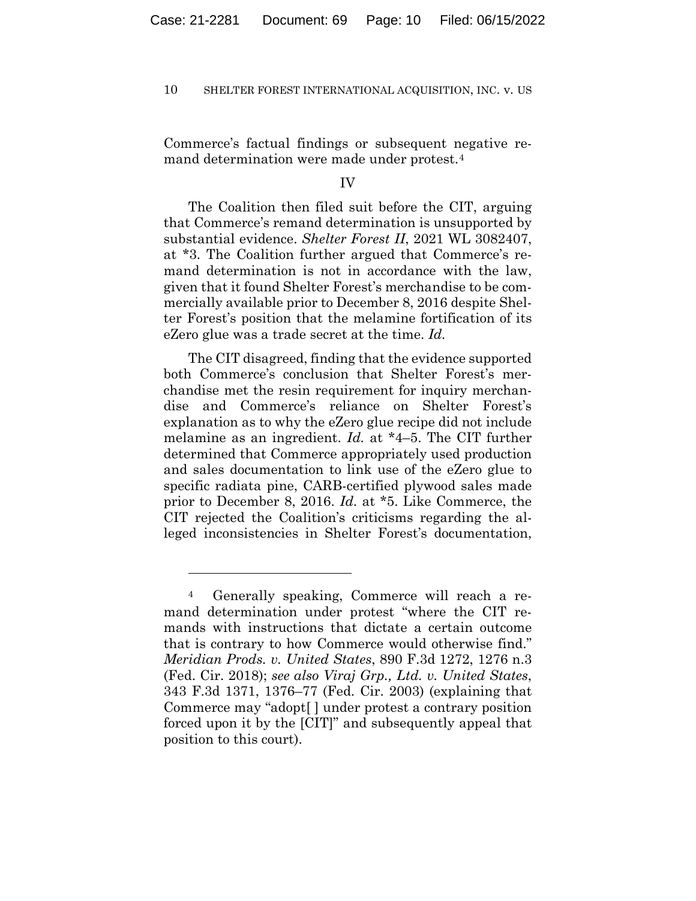Commerce's factual findings or subsequent negative remand determination were made under protest.[4]

## IV

The Coalition then filed suit before the CIT, arguing that Commerce's remand determination is unsupported by substantial evidence. *Shelter Forest II*, 2021 WL 3082407, at *3. The Coalition further argued that Commerce's remand determination is not in accordance with the law, given that it found Shelter Forest's merchandise to be commercially available prior to December 8, 2016 despite Shelter Forest's position that the melamine fortification of its eZero glue was a trade secret at the time. *Id.*

The CIT disagreed, finding that the evidence supported both Commerce's conclusion that Shelter Forest's merchandise met the resin requirement for inquiry merchandise and Commerce's reliance on Shelter Forest's explanation as to why the eZero glue recipe did not include melamine as an ingredient. *Id.* at *4–5. The CIT further determined that Commerce appropriately used production and sales documentation to link use of the eZero glue to specific radiata pine, CARB-certified plywood sales made prior to December 8, 2016. *Id.* at *5. Like Commerce, the CIT rejected the Coalition's criticisms regarding the alleged inconsistencies in Shelter Forest's documentation,

---

[4] Generally speaking, Commerce will reach a remand determination under protest "where the CIT remands with instructions that dictate a certain outcome that is contrary to how Commerce would otherwise find." *Meridian Prods. v. United States*, 890 F.3d 1272, 1276 n.3 (Fed. Cir. 2018); *see also Viraj Grp., Ltd. v. United States*, 343 F.3d 1371, 1376–77 (Fed. Cir. 2003) (explaining that Commerce may "adopt[ ] under protest a contrary position forced upon it by the [CIT]" and subsequently appeal that position to this court).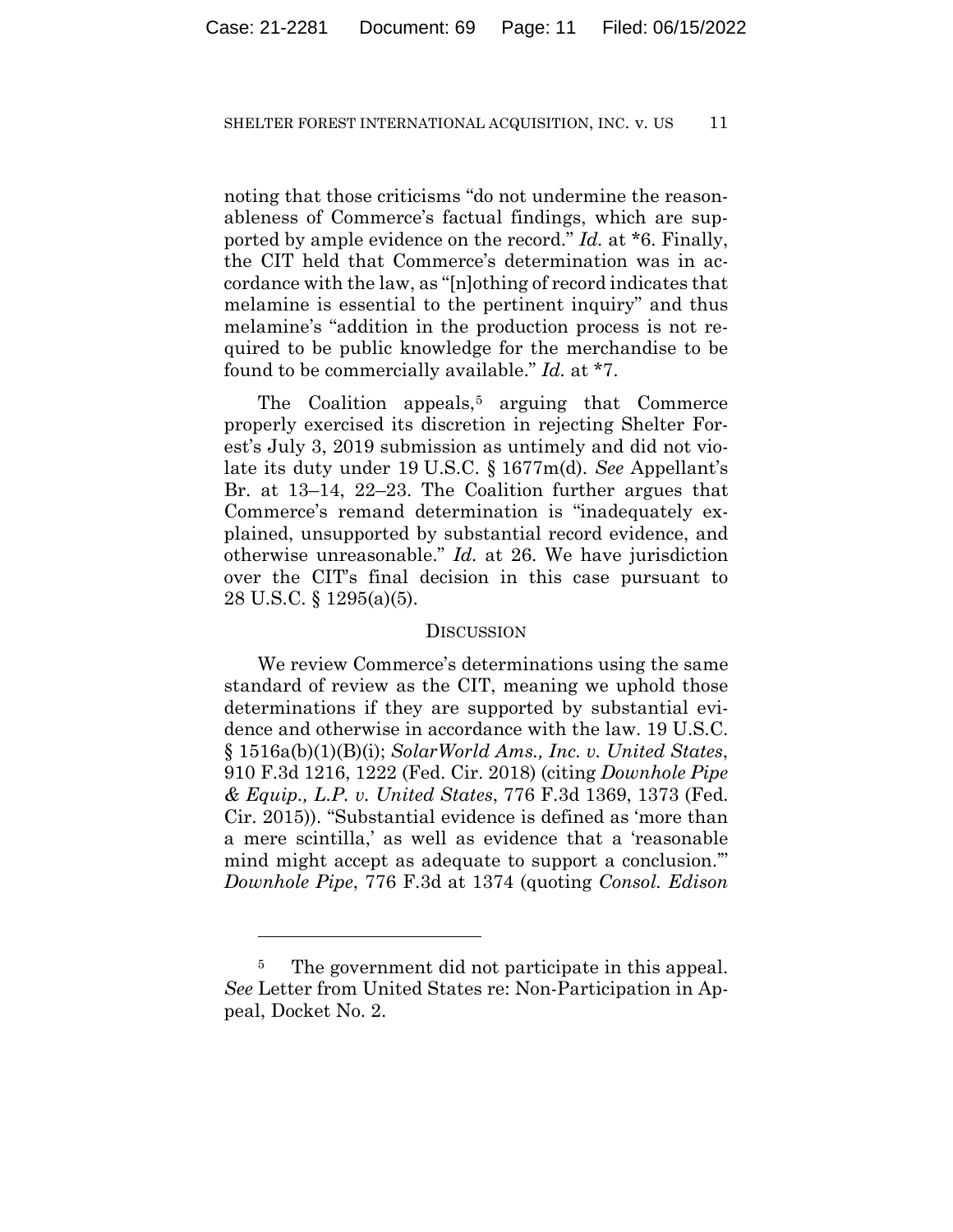noting that those criticisms "do not undermine the reasonableness of Commerce's factual findings, which are supported by ample evidence on the record." *Id.* at \*6. Finally, the CIT held that Commerce's determination was in accordance with the law, as "[n]othing of record indicates that melamine is essential to the pertinent inquiry" and thus melamine's "addition in the production process is not required to be public knowledge for the merchandise to be found to be commercially available." *Id.* at \*7.

The Coalition appeals,[5] arguing that Commerce properly exercised its discretion in rejecting Shelter Forest's July 3, 2019 submission as untimely and did not violate its duty under 19 U.S.C. § 1677m(d). *See* Appellant's Br. at 13–14, 22–23. The Coalition further argues that Commerce's remand determination is "inadequately explained, unsupported by substantial record evidence, and otherwise unreasonable." *Id.* at 26. We have jurisdiction over the CIT's final decision in this case pursuant to 28 U.S.C. § 1295(a)(5).

## Discussion

We review Commerce's determinations using the same standard of review as the CIT, meaning we uphold those determinations if they are supported by substantial evidence and otherwise in accordance with the law. 19 U.S.C. § 1516a(b)(1)(B)(i); *SolarWorld Ams., Inc. v. United States*, 910 F.3d 1216, 1222 (Fed. Cir. 2018) (citing *Downhole Pipe & Equip., L.P. v. United States*, 776 F.3d 1369, 1373 (Fed. Cir. 2015)). "Substantial evidence is defined as 'more than a mere scintilla,' as well as evidence that a 'reasonable mind might accept as adequate to support a conclusion.'" *Downhole Pipe*, 776 F.3d at 1374 (quoting *Consol. Edison*

[5] The government did not participate in this appeal. *See* Letter from United States re: Non-Participation in Appeal, Docket No. 2.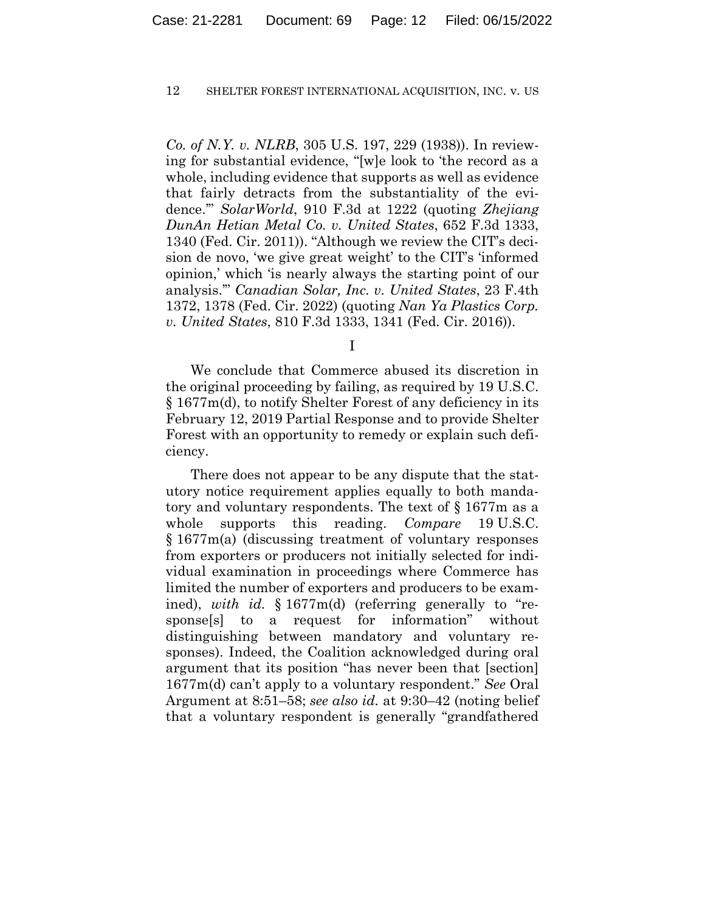*Co. of N.Y. v. NLRB*, 305 U.S. 197, 229 (1938)). In reviewing for substantial evidence, "[w]e look to 'the record as a whole, including evidence that supports as well as evidence that fairly detracts from the substantiality of the evidence.'" *SolarWorld*, 910 F.3d at 1222 (quoting *Zhejiang DunAn Hetian Metal Co. v. United States*, 652 F.3d 1333, 1340 (Fed. Cir. 2011)). "Although we review the CIT's decision de novo, 'we give great weight' to the CIT's 'informed opinion,' which 'is nearly always the starting point of our analysis.'" *Canadian Solar, Inc. v. United States*, 23 F.4th 1372, 1378 (Fed. Cir. 2022) (quoting *Nan Ya Plastics Corp. v. United States*, 810 F.3d 1333, 1341 (Fed. Cir. 2016)).

I

We conclude that Commerce abused its discretion in the original proceeding by failing, as required by 19 U.S.C. § 1677m(d), to notify Shelter Forest of any deficiency in its February 12, 2019 Partial Response and to provide Shelter Forest with an opportunity to remedy or explain such deficiency.

There does not appear to be any dispute that the statutory notice requirement applies equally to both mandatory and voluntary respondents. The text of § 1677m as a whole supports this reading. *Compare* 19 U.S.C. § 1677m(a) (discussing treatment of voluntary responses from exporters or producers not initially selected for individual examination in proceedings where Commerce has limited the number of exporters and producers to be examined), *with id.* § 1677m(d) (referring generally to "response[s] to a request for information" without distinguishing between mandatory and voluntary responses). Indeed, the Coalition acknowledged during oral argument that its position "has never been that [section] 1677m(d) can't apply to a voluntary respondent." *See* Oral Argument at 8:51–58; *see also id.* at 9:30–42 (noting belief that a voluntary respondent is generally "grandfathered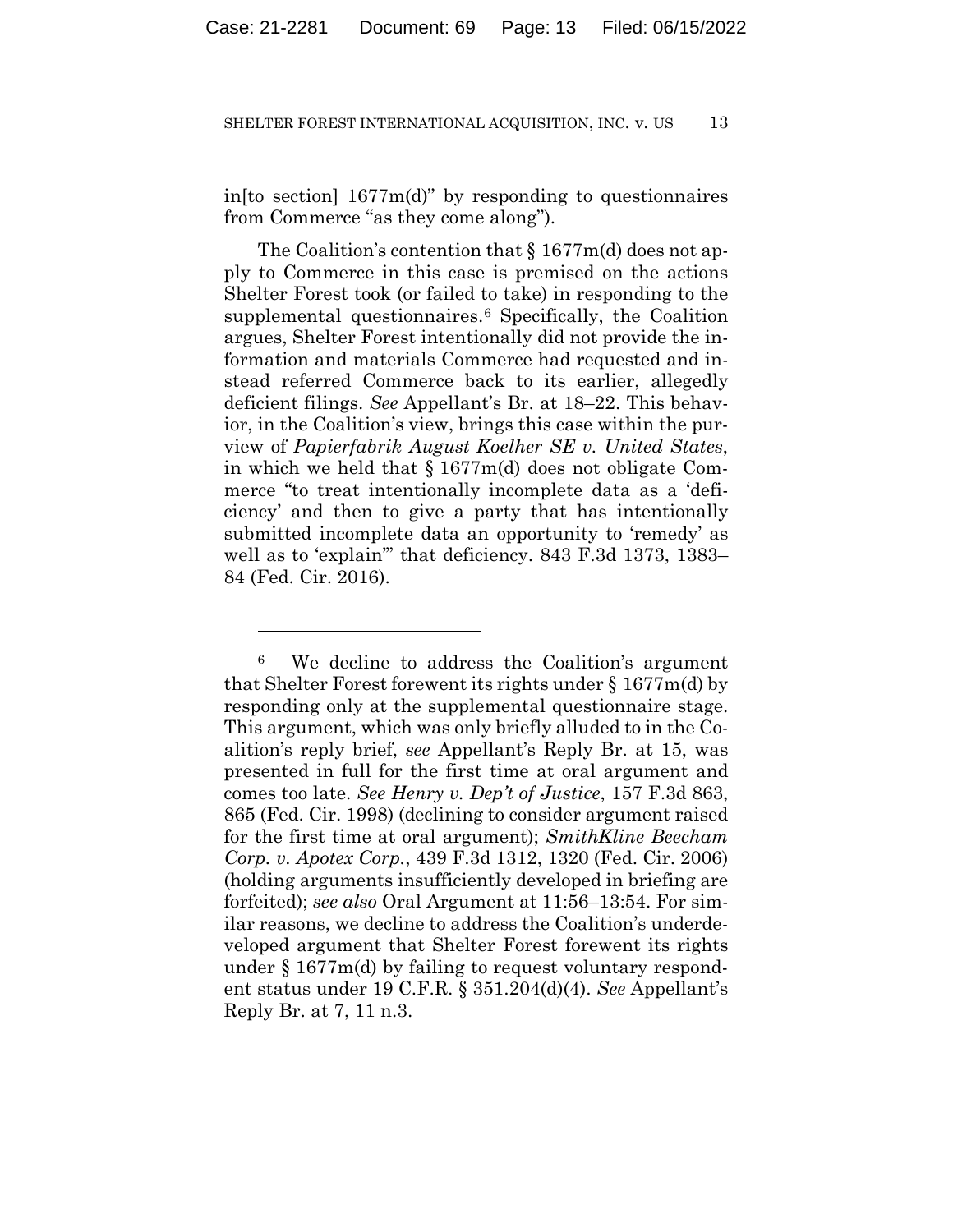in[to section] 1677m(d)" by responding to questionnaires from Commerce "as they come along").

The Coalition's contention that § 1677m(d) does not apply to Commerce in this case is premised on the actions Shelter Forest took (or failed to take) in responding to the supplemental questionnaires.[6] Specifically, the Coalition argues, Shelter Forest intentionally did not provide the information and materials Commerce had requested and instead referred Commerce back to its earlier, allegedly deficient filings. *See* Appellant's Br. at 18–22. This behavior, in the Coalition's view, brings this case within the purview of *Papierfabrik August Koelher SE v. United States*, in which we held that § 1677m(d) does not obligate Commerce "to treat intentionally incomplete data as a 'deficiency' and then to give a party that has intentionally submitted incomplete data an opportunity to 'remedy' as well as to 'explain'" that deficiency. 843 F.3d 1373, 1383–84 (Fed. Cir. 2016).

---

[6] We decline to address the Coalition's argument that Shelter Forest forewent its rights under § 1677m(d) by responding only at the supplemental questionnaire stage. This argument, which was only briefly alluded to in the Coalition's reply brief, *see* Appellant's Reply Br. at 15, was presented in full for the first time at oral argument and comes too late. *See Henry v. Dep't of Justice*, 157 F.3d 863, 865 (Fed. Cir. 1998) (declining to consider argument raised for the first time at oral argument); *SmithKline Beecham Corp. v. Apotex Corp.*, 439 F.3d 1312, 1320 (Fed. Cir. 2006) (holding arguments insufficiently developed in briefing are forfeited); *see also* Oral Argument at 11:56–13:54. For similar reasons, we decline to address the Coalition's underdeveloped argument that Shelter Forest forewent its rights under § 1677m(d) by failing to request voluntary respondent status under 19 C.F.R. § 351.204(d)(4). *See* Appellant's Reply Br. at 7, 11 n.3.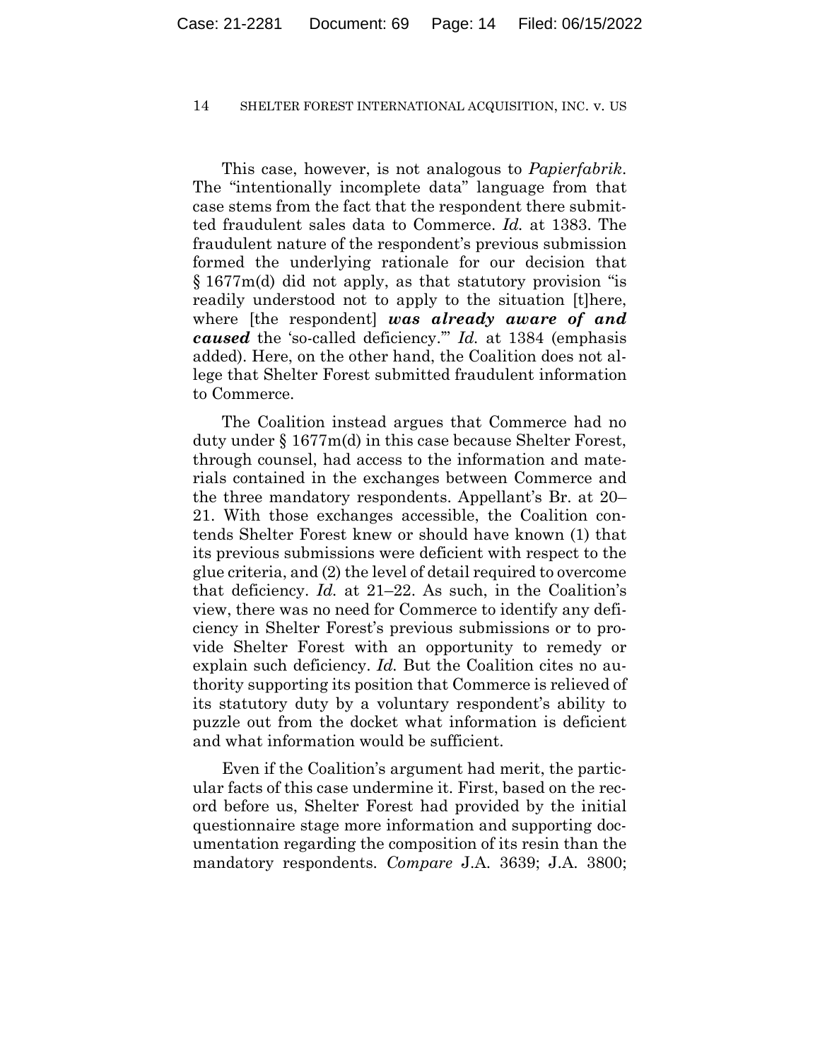This case, however, is not analogous to *Papierfabrik*. The "intentionally incomplete data" language from that case stems from the fact that the respondent there submitted fraudulent sales data to Commerce. *Id.* at 1383. The fraudulent nature of the respondent's previous submission formed the underlying rationale for our decision that § 1677m(d) did not apply, as that statutory provision "is readily understood not to apply to the situation [t]here, where [the respondent] ***was already aware of and caused*** the 'so-called deficiency.'" *Id.* at 1384 (emphasis added). Here, on the other hand, the Coalition does not allege that Shelter Forest submitted fraudulent information to Commerce.

The Coalition instead argues that Commerce had no duty under § 1677m(d) in this case because Shelter Forest, through counsel, had access to the information and materials contained in the exchanges between Commerce and the three mandatory respondents. Appellant's Br. at 20–21. With those exchanges accessible, the Coalition contends Shelter Forest knew or should have known (1) that its previous submissions were deficient with respect to the glue criteria, and (2) the level of detail required to overcome that deficiency. *Id.* at 21–22. As such, in the Coalition's view, there was no need for Commerce to identify any deficiency in Shelter Forest's previous submissions or to provide Shelter Forest with an opportunity to remedy or explain such deficiency. *Id.* But the Coalition cites no authority supporting its position that Commerce is relieved of its statutory duty by a voluntary respondent's ability to puzzle out from the docket what information is deficient and what information would be sufficient.

Even if the Coalition's argument had merit, the particular facts of this case undermine it. First, based on the record before us, Shelter Forest had provided by the initial questionnaire stage more information and supporting documentation regarding the composition of its resin than the mandatory respondents. *Compare* J.A. 3639; J.A. 3800;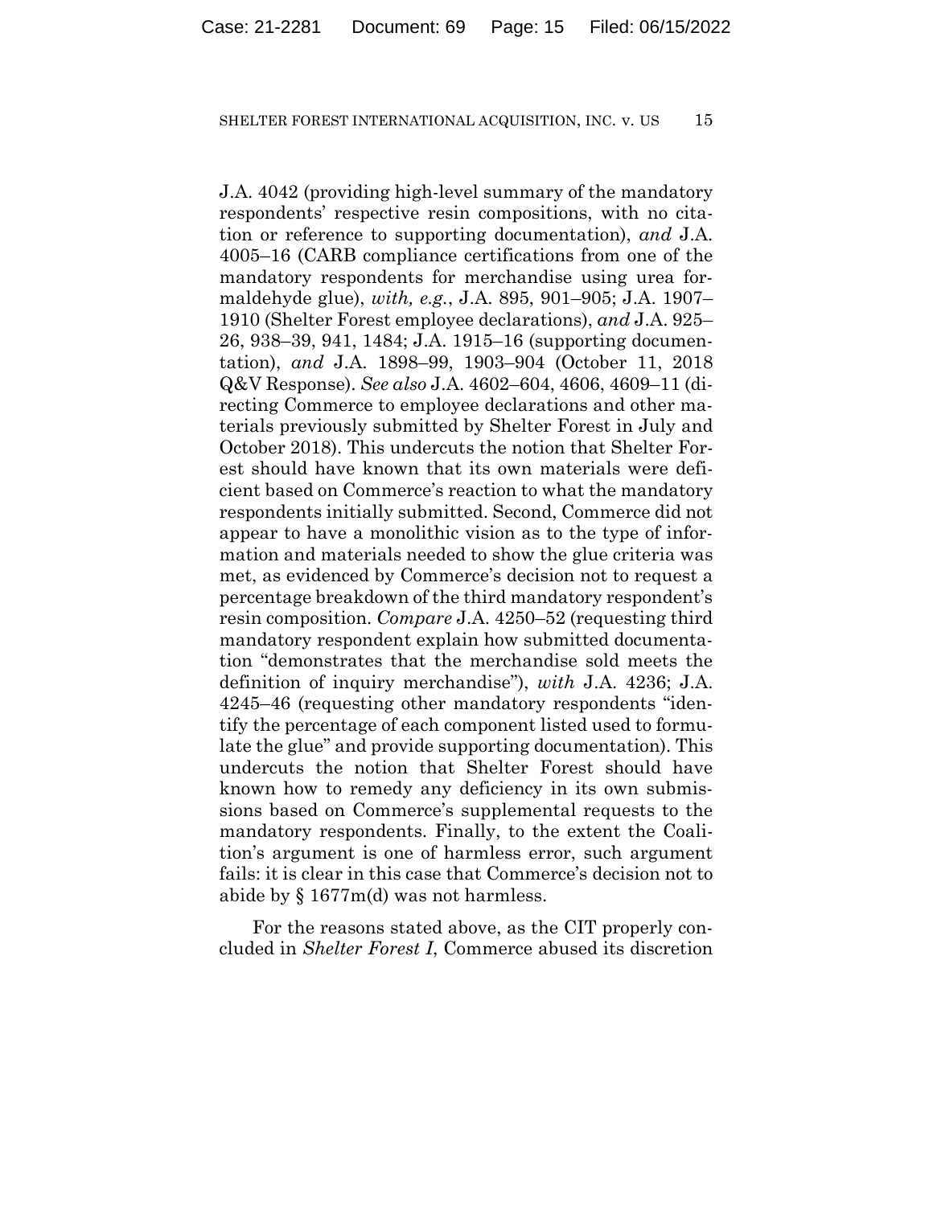J.A. 4042 (providing high-level summary of the mandatory respondents' respective resin compositions, with no citation or reference to supporting documentation), *and* J.A. 4005–16 (CARB compliance certifications from one of the mandatory respondents for merchandise using urea formaldehyde glue), *with, e.g.*, J.A. 895, 901–905; J.A. 1907–1910 (Shelter Forest employee declarations), *and* J.A. 925–26, 938–39, 941, 1484; J.A. 1915–16 (supporting documentation), *and* J.A. 1898–99, 1903–904 (October 11, 2018 Q&V Response). *See also* J.A. 4602–604, 4606, 4609–11 (directing Commerce to employee declarations and other materials previously submitted by Shelter Forest in July and October 2018). This undercuts the notion that Shelter Forest should have known that its own materials were deficient based on Commerce's reaction to what the mandatory respondents initially submitted. Second, Commerce did not appear to have a monolithic vision as to the type of information and materials needed to show the glue criteria was met, as evidenced by Commerce's decision not to request a percentage breakdown of the third mandatory respondent's resin composition. *Compare* J.A. 4250–52 (requesting third mandatory respondent explain how submitted documentation "demonstrates that the merchandise sold meets the definition of inquiry merchandise"), *with* J.A. 4236; J.A. 4245–46 (requesting other mandatory respondents "identify the percentage of each component listed used to formulate the glue" and provide supporting documentation). This undercuts the notion that Shelter Forest should have known how to remedy any deficiency in its own submissions based on Commerce's supplemental requests to the mandatory respondents. Finally, to the extent the Coalition's argument is one of harmless error, such argument fails: it is clear in this case that Commerce's decision not to abide by § 1677m(d) was not harmless.

For the reasons stated above, as the CIT properly concluded in *Shelter Forest I*, Commerce abused its discretion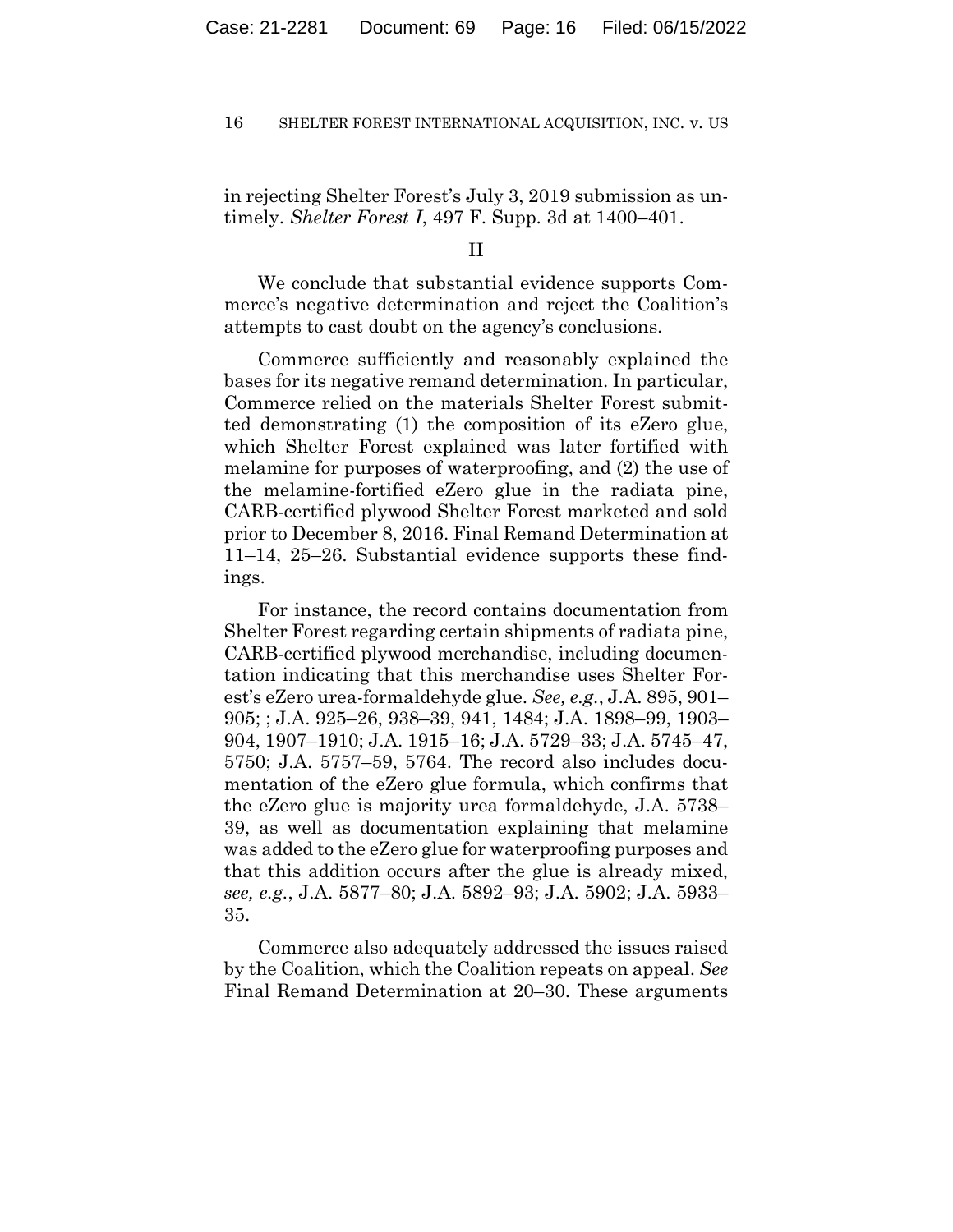in rejecting Shelter Forest's July 3, 2019 submission as untimely. *Shelter Forest I*, 497 F. Supp. 3d at 1400–401.

## II

We conclude that substantial evidence supports Commerce's negative determination and reject the Coalition's attempts to cast doubt on the agency's conclusions.

Commerce sufficiently and reasonably explained the bases for its negative remand determination. In particular, Commerce relied on the materials Shelter Forest submitted demonstrating (1) the composition of its eZero glue, which Shelter Forest explained was later fortified with melamine for purposes of waterproofing, and (2) the use of the melamine-fortified eZero glue in the radiata pine, CARB-certified plywood Shelter Forest marketed and sold prior to December 8, 2016. Final Remand Determination at 11–14, 25–26. Substantial evidence supports these findings.

For instance, the record contains documentation from Shelter Forest regarding certain shipments of radiata pine, CARB-certified plywood merchandise, including documentation indicating that this merchandise uses Shelter Forest's eZero urea-formaldehyde glue. *See, e.g.*, J.A. 895, 901–905; ; J.A. 925–26, 938–39, 941, 1484; J.A. 1898–99, 1903–904, 1907–1910; J.A. 1915–16; J.A. 5729–33; J.A. 5745–47, 5750; J.A. 5757–59, 5764. The record also includes documentation of the eZero glue formula, which confirms that the eZero glue is majority urea formaldehyde, J.A. 5738–39, as well as documentation explaining that melamine was added to the eZero glue for waterproofing purposes and that this addition occurs after the glue is already mixed, *see, e.g.*, J.A. 5877–80; J.A. 5892–93; J.A. 5902; J.A. 5933–35.

Commerce also adequately addressed the issues raised by the Coalition, which the Coalition repeats on appeal. *See* Final Remand Determination at 20–30. These arguments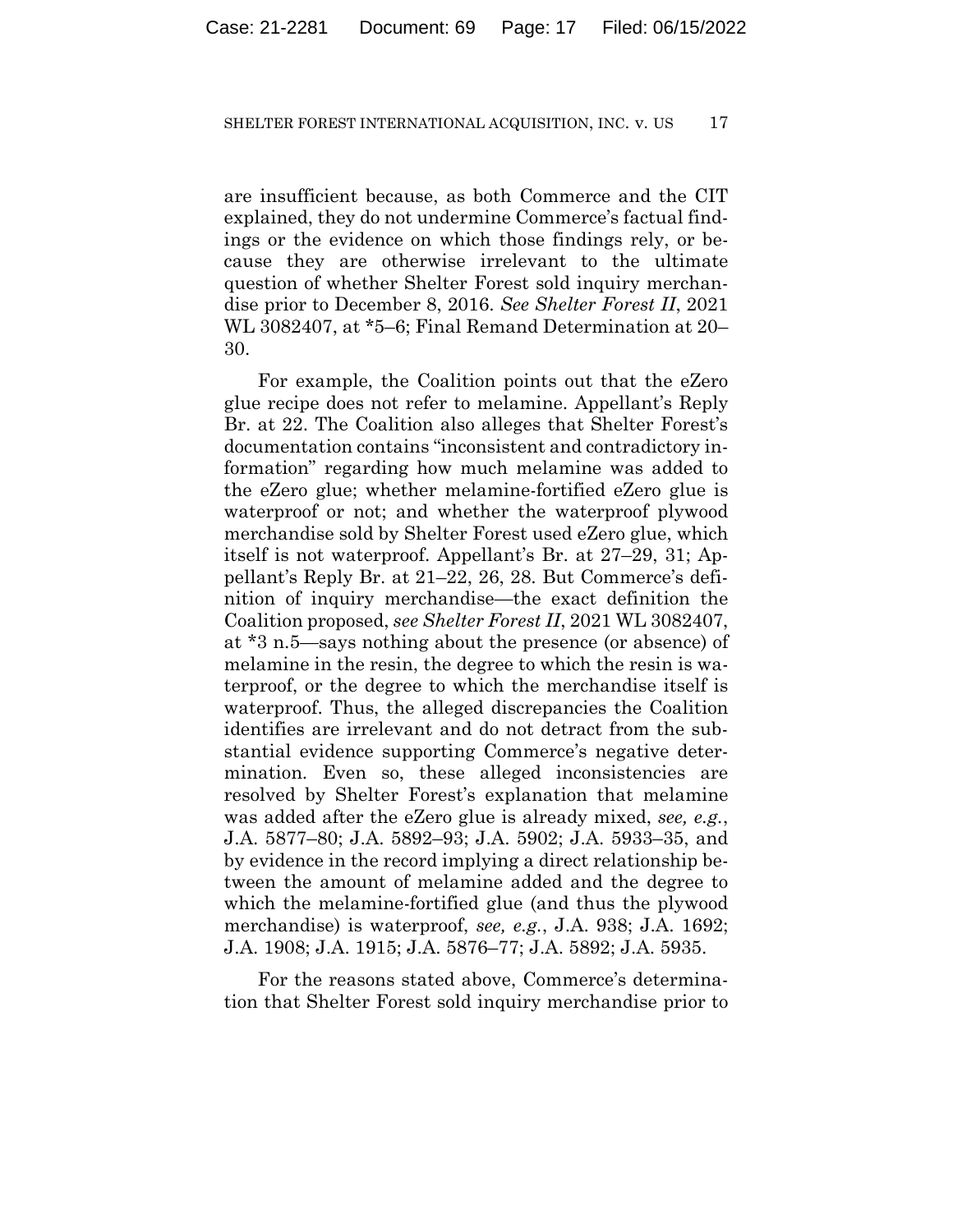are insufficient because, as both Commerce and the CIT explained, they do not undermine Commerce's factual findings or the evidence on which those findings rely, or because they are otherwise irrelevant to the ultimate question of whether Shelter Forest sold inquiry merchandise prior to December 8, 2016. *See Shelter Forest II*, 2021 WL 3082407, at *5–6; Final Remand Determination at 20–30.

For example, the Coalition points out that the eZero glue recipe does not refer to melamine. Appellant's Reply Br. at 22. The Coalition also alleges that Shelter Forest's documentation contains "inconsistent and contradictory information" regarding how much melamine was added to the eZero glue; whether melamine-fortified eZero glue is waterproof or not; and whether the waterproof plywood merchandise sold by Shelter Forest used eZero glue, which itself is not waterproof. Appellant's Br. at 27–29, 31; Appellant's Reply Br. at 21–22, 26, 28. But Commerce's definition of inquiry merchandise—the exact definition the Coalition proposed, *see Shelter Forest II*, 2021 WL 3082407, at *3 n.5—says nothing about the presence (or absence) of melamine in the resin, the degree to which the resin is waterproof, or the degree to which the merchandise itself is waterproof. Thus, the alleged discrepancies the Coalition identifies are irrelevant and do not detract from the substantial evidence supporting Commerce's negative determination. Even so, these alleged inconsistencies are resolved by Shelter Forest's explanation that melamine was added after the eZero glue is already mixed, *see, e.g.*, J.A. 5877–80; J.A. 5892–93; J.A. 5902; J.A. 5933–35, and by evidence in the record implying a direct relationship between the amount of melamine added and the degree to which the melamine-fortified glue (and thus the plywood merchandise) is waterproof, *see, e.g.*, J.A. 938; J.A. 1692; J.A. 1908; J.A. 1915; J.A. 5876–77; J.A. 5892; J.A. 5935.

For the reasons stated above, Commerce's determination that Shelter Forest sold inquiry merchandise prior to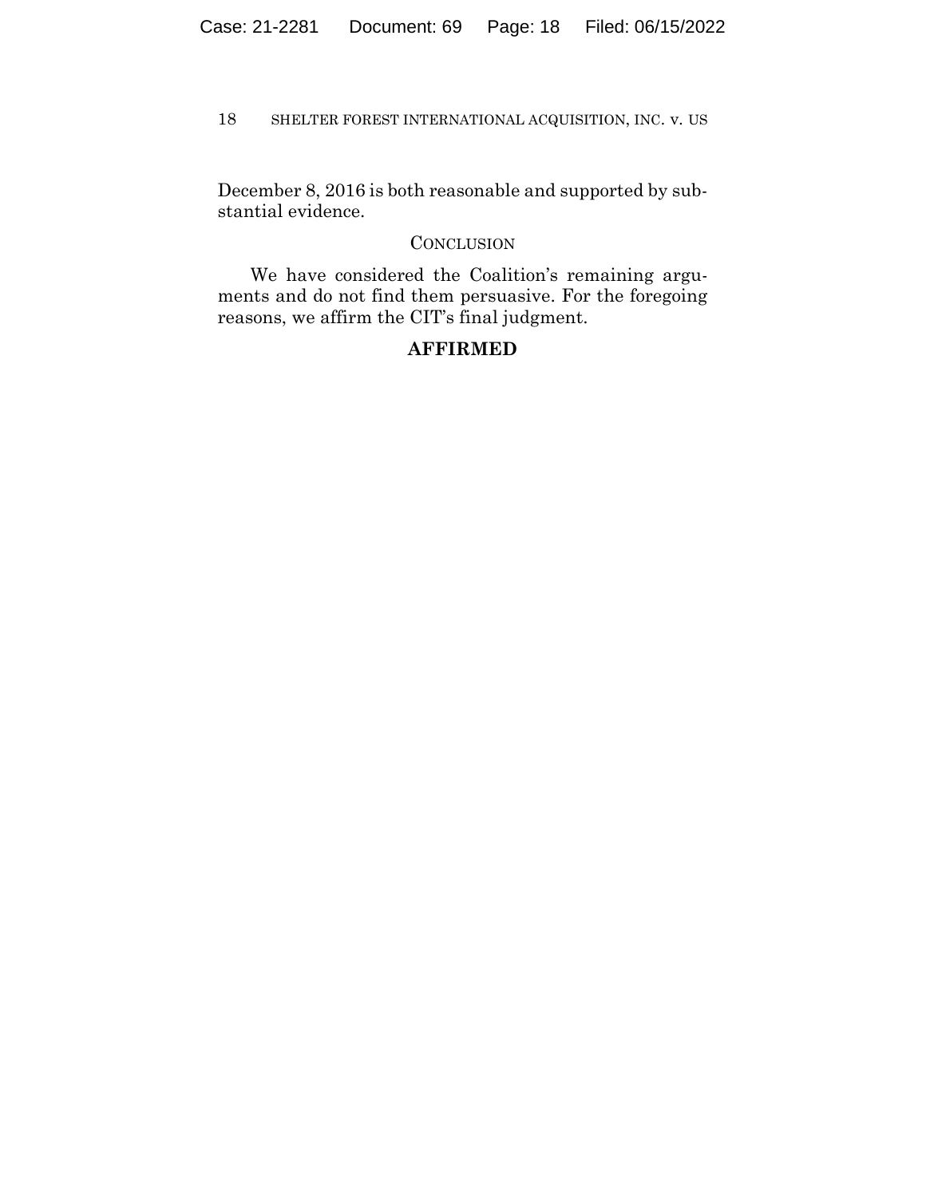December 8, 2016 is both reasonable and supported by substantial evidence.

## CONCLUSION

We have considered the Coalition's remaining arguments and do not find them persuasive. For the foregoing reasons, we affirm the CIT's final judgment.

**AFFIRMED**